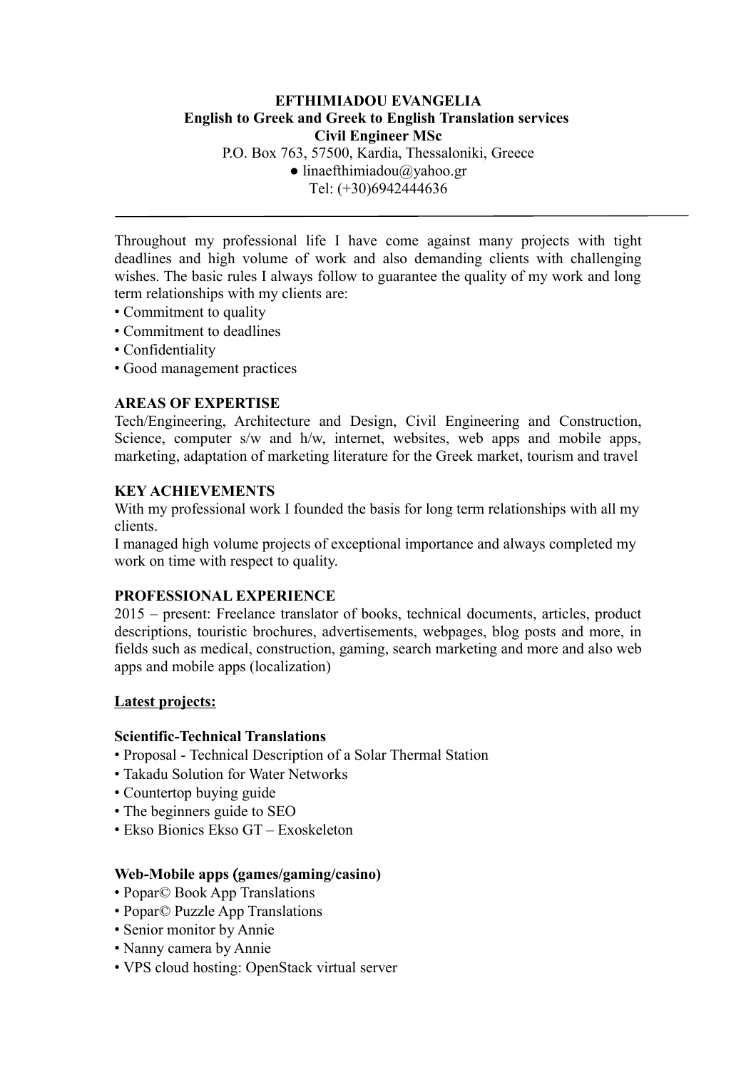**EFTHIMIADOU EVANGELIA**
**English to Greek and Greek to English Translation services**
**Civil Engineer MSc**
P.O. Box 763, 57500, Kardia, Thessaloniki, Greece
● linaefthimiadou@yahoo.gr
Tel: (+30)6942444636

---

Throughout my professional life I have come against many projects with tight deadlines and high volume of work and also demanding clients with challenging wishes. The basic rules I always follow to guarantee the quality of my work and long term relationships with my clients are:

- Commitment to quality
- Commitment to deadlines
- Confidentiality
- Good management practices

## AREAS OF EXPERTISE

Tech/Engineering, Architecture and Design, Civil Engineering and Construction, Science, computer s/w and h/w, internet, websites, web apps and mobile apps, marketing, adaptation of marketing literature for the Greek market, tourism and travel

## KEY ACHIEVEMENTS

With my professional work I founded the basis for long term relationships with all my clients.

I managed high volume projects of exceptional importance and always completed my work on time with respect to quality.

## PROFESSIONAL EXPERIENCE

2015 – present: Freelance translator of books, technical documents, articles, product descriptions, touristic brochures, advertisements, webpages, blog posts and more, in fields such as medical, construction, gaming, search marketing and more and also web apps and mobile apps (localization)

**Latest projects:**

### Scientific-Technical Translations

- Proposal - Technical Description of a Solar Thermal Station
- Takadu Solution for Water Networks
- Countertop buying guide
- The beginners guide to SEO
- Ekso Bionics Ekso GT – Exoskeleton

### Web-Mobile apps (games/gaming/casino)

- Popar© Book App Translations
- Popar© Puzzle App Translations
- Senior monitor by Annie
- Nanny camera by Annie
- VPS cloud hosting: OpenStack virtual server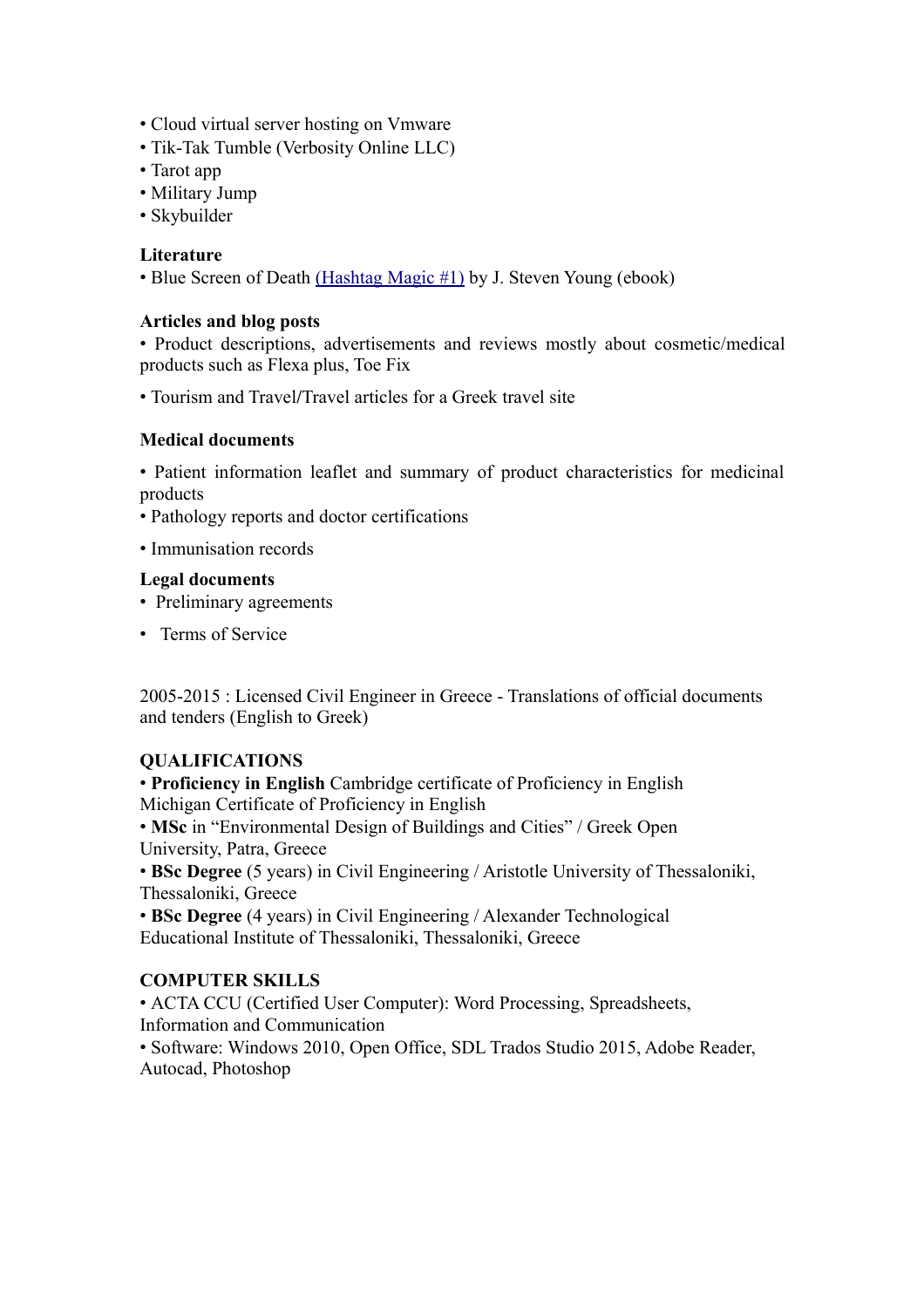• Cloud virtual server hosting on Vmware
• Tik-Tak Tumble (Verbosity Online LLC)
• Tarot app
• Military Jump
• Skybuilder

**Literature**
• Blue Screen of Death (Hashtag Magic #1) by J. Steven Young (ebook)

**Articles and blog posts**
• Product descriptions, advertisements and reviews mostly about cosmetic/medical products such as Flexa plus, Toe Fix

• Tourism and Travel/Travel articles for a Greek travel site

**Medical documents**

• Patient information leaflet and summary of product characteristics for medicinal products
• Pathology reports and doctor certifications

• Immunisation records

**Legal documents**
• Preliminary agreements

• Terms of Service

2005-2015 : Licensed Civil Engineer in Greece - Translations of official documents and tenders (English to Greek)

**QUALIFICATIONS**
• **Proficiency in English** Cambridge certificate of Proficiency in English
Michigan Certificate of Proficiency in English
• **MSc** in "Environmental Design of Buildings and Cities" / Greek Open University, Patra, Greece
• **BSc Degree** (5 years) in Civil Engineering / Aristotle University of Thessaloniki, Thessaloniki, Greece
• **BSc Degree** (4 years) in Civil Engineering / Alexander Technological Educational Institute of Thessaloniki, Thessaloniki, Greece

**COMPUTER SKILLS**
• ACTA CCU (Certified User Computer): Word Processing, Spreadsheets, Information and Communication
• Software: Windows 2010, Open Office, SDL Trados Studio 2015, Adobe Reader, Autocad, Photoshop